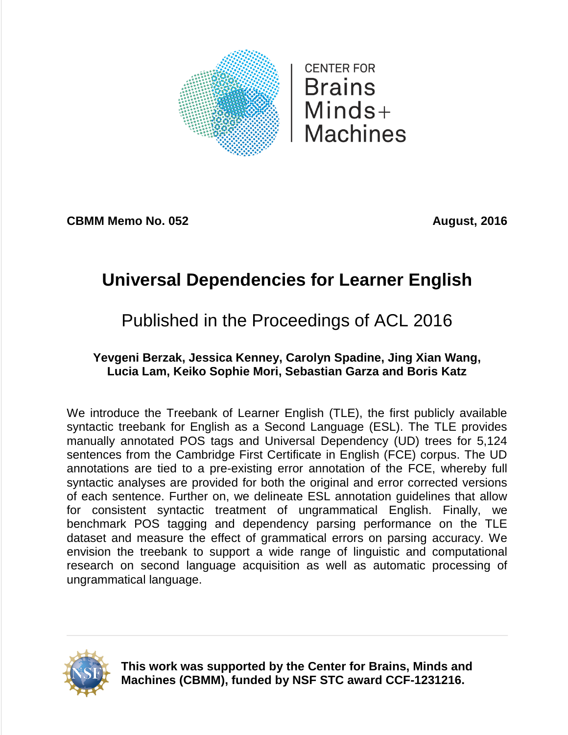CENTER FOR
Brains
Minds+
Machines

**CBMM Memo No. 052** **August, 2016**

# Universal Dependencies for Learner English

## Published in the Proceedings of ACL 2016

**Yevgeni Berzak, Jessica Kenney, Carolyn Spadine, Jing Xian Wang, Lucia Lam, Keiko Sophie Mori, Sebastian Garza and Boris Katz**

We introduce the Treebank of Learner English (TLE), the first publicly available syntactic treebank for English as a Second Language (ESL). The TLE provides manually annotated POS tags and Universal Dependency (UD) trees for 5,124 sentences from the Cambridge First Certificate in English (FCE) corpus. The UD annotations are tied to a pre-existing error annotation of the FCE, whereby full syntactic analyses are provided for both the original and error corrected versions of each sentence. Further on, we delineate ESL annotation guidelines that allow for consistent syntactic treatment of ungrammatical English. Finally, we benchmark POS tagging and dependency parsing performance on the TLE dataset and measure the effect of grammatical errors on parsing accuracy. We envision the treebank to support a wide range of linguistic and computational research on second language acquisition as well as automatic processing of ungrammatical language.

---

**This work was supported by the Center for Brains, Minds and Machines (CBMM), funded by NSF STC award CCF-1231216.**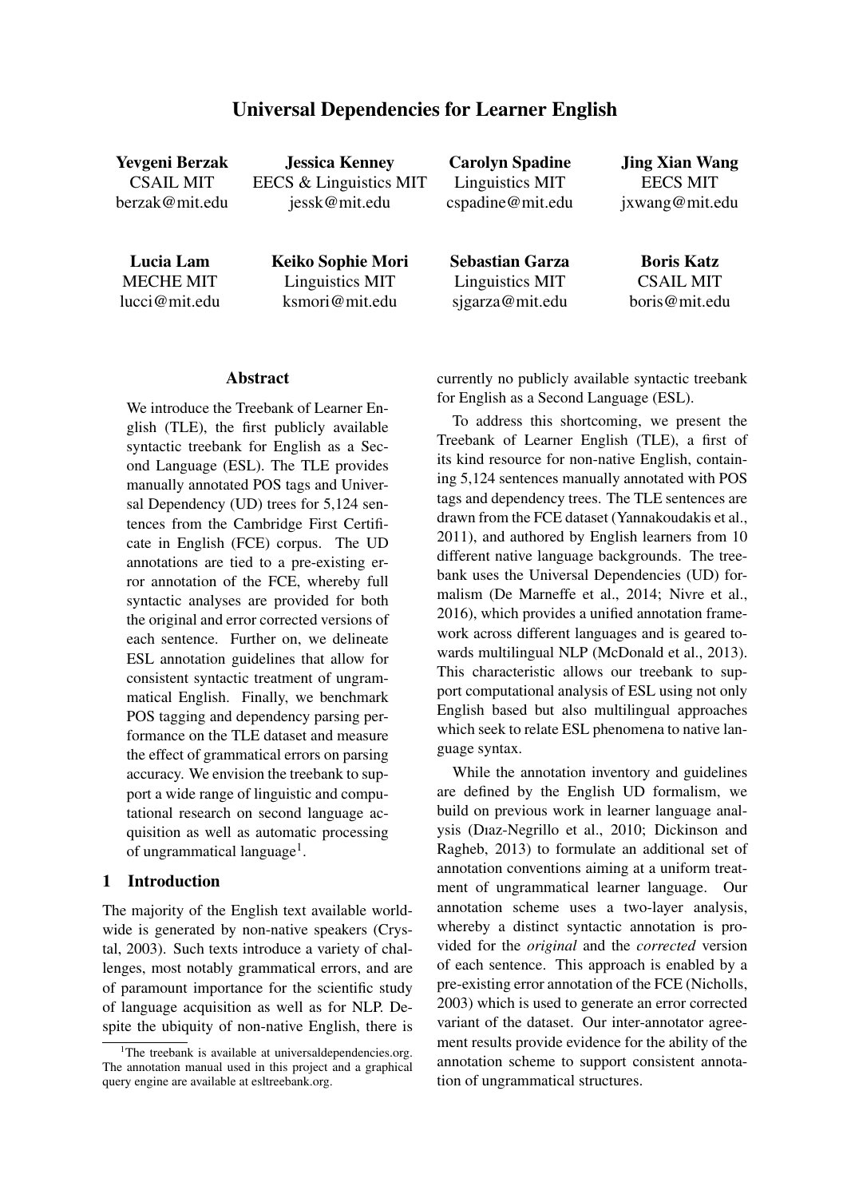# Universal Dependencies for Learner English

**Yevgeni Berzak**
CSAIL MIT
berzak@mit.edu

**Jessica Kenney**
EECS & Linguistics MIT
jessk@mit.edu

**Carolyn Spadine**
Linguistics MIT
cspadine@mit.edu

**Jing Xian Wang**
EECS MIT
jxwang@mit.edu

**Lucia Lam**
MECHE MIT
lucci@mit.edu

**Keiko Sophie Mori**
Linguistics MIT
ksmori@mit.edu

**Sebastian Garza**
Linguistics MIT
sjgarza@mit.edu

**Boris Katz**
CSAIL MIT
boris@mit.edu

## Abstract

We introduce the Treebank of Learner English (TLE), the first publicly available syntactic treebank for English as a Second Language (ESL). The TLE provides manually annotated POS tags and Universal Dependency (UD) trees for 5,124 sentences from the Cambridge First Certificate in English (FCE) corpus. The UD annotations are tied to a pre-existing error annotation of the FCE, whereby full syntactic analyses are provided for both the original and error corrected versions of each sentence. Further on, we delineate ESL annotation guidelines that allow for consistent syntactic treatment of ungrammatical English. Finally, we benchmark POS tagging and dependency parsing performance on the TLE dataset and measure the effect of grammatical errors on parsing accuracy. We envision the treebank to support a wide range of linguistic and computational research on second language acquisition as well as automatic processing of ungrammatical language[1].

## 1 Introduction

The majority of the English text available worldwide is generated by non-native speakers (Crystal, 2003). Such texts introduce a variety of challenges, most notably grammatical errors, and are of paramount importance for the scientific study of language acquisition as well as for NLP. Despite the ubiquity of non-native English, there is currently no publicly available syntactic treebank for English as a Second Language (ESL).

To address this shortcoming, we present the Treebank of Learner English (TLE), a first of its kind resource for non-native English, containing 5,124 sentences manually annotated with POS tags and dependency trees. The TLE sentences are drawn from the FCE dataset (Yannakoudakis et al., 2011), and authored by English learners from 10 different native language backgrounds. The treebank uses the Universal Dependencies (UD) formalism (De Marneffe et al., 2014; Nivre et al., 2016), which provides a unified annotation framework across different languages and is geared towards multilingual NLP (McDonald et al., 2013). This characteristic allows our treebank to support computational analysis of ESL using not only English based but also multilingual approaches which seek to relate ESL phenomena to native language syntax.

While the annotation inventory and guidelines are defined by the English UD formalism, we build on previous work in learner language analysis (Dıaz-Negrillo et al., 2010; Dickinson and Ragheb, 2013) to formulate an additional set of annotation conventions aiming at a uniform treatment of ungrammatical learner language. Our annotation scheme uses a two-layer analysis, whereby a distinct syntactic annotation is provided for the *original* and the *corrected* version of each sentence. This approach is enabled by a pre-existing error annotation of the FCE (Nicholls, 2003) which is used to generate an error corrected variant of the dataset. Our inter-annotator agreement results provide evidence for the ability of the annotation scheme to support consistent annotation of ungrammatical structures.

[1] The treebank is available at universaldependencies.org. The annotation manual used in this project and a graphical query engine are available at esltreebank.org.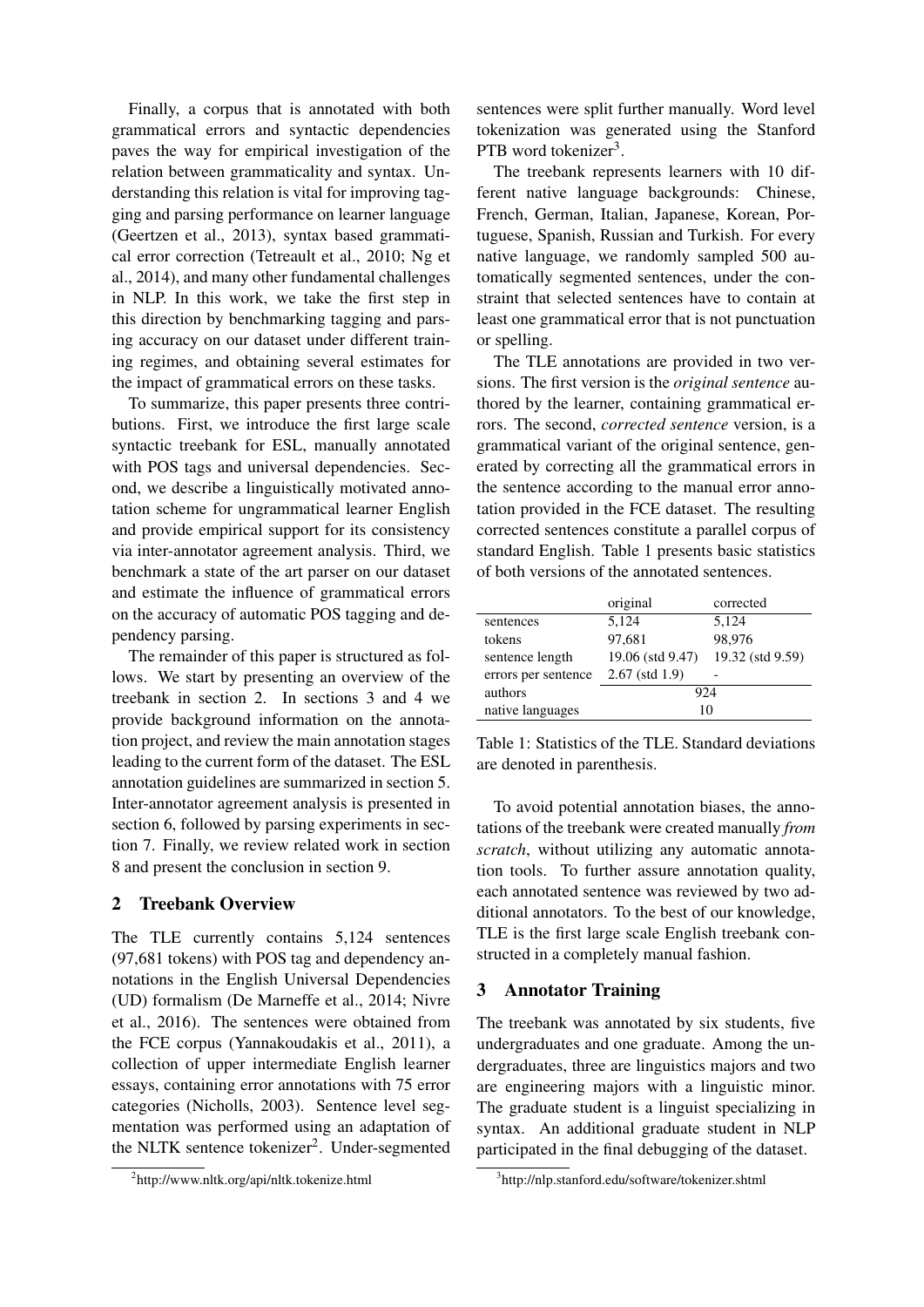Finally, a corpus that is annotated with both grammatical errors and syntactic dependencies paves the way for empirical investigation of the relation between grammaticality and syntax. Understanding this relation is vital for improving tagging and parsing performance on learner language (Geertzen et al., 2013), syntax based grammatical error correction (Tetreault et al., 2010; Ng et al., 2014), and many other fundamental challenges in NLP. In this work, we take the first step in this direction by benchmarking tagging and parsing accuracy on our dataset under different training regimes, and obtaining several estimates for the impact of grammatical errors on these tasks.

To summarize, this paper presents three contributions. First, we introduce the first large scale syntactic treebank for ESL, manually annotated with POS tags and universal dependencies. Second, we describe a linguistically motivated annotation scheme for ungrammatical learner English and provide empirical support for its consistency via inter-annotator agreement analysis. Third, we benchmark a state of the art parser on our dataset and estimate the influence of grammatical errors on the accuracy of automatic POS tagging and dependency parsing.

The remainder of this paper is structured as follows. We start by presenting an overview of the treebank in section 2. In sections 3 and 4 we provide background information on the annotation project, and review the main annotation stages leading to the current form of the dataset. The ESL annotation guidelines are summarized in section 5. Inter-annotator agreement analysis is presented in section 6, followed by parsing experiments in section 7. Finally, we review related work in section 8 and present the conclusion in section 9.

## 2 Treebank Overview

The TLE currently contains 5,124 sentences (97,681 tokens) with POS tag and dependency annotations in the English Universal Dependencies (UD) formalism (De Marneffe et al., 2014; Nivre et al., 2016). The sentences were obtained from the FCE corpus (Yannakoudakis et al., 2011), a collection of upper intermediate English learner essays, containing error annotations with 75 error categories (Nicholls, 2003). Sentence level segmentation was performed using an adaptation of the NLTK sentence tokenizer[2]. Under-segmented sentences were split further manually. Word level tokenization was generated using the Stanford PTB word tokenizer[3].

The treebank represents learners with 10 different native language backgrounds: Chinese, French, German, Italian, Japanese, Korean, Portuguese, Spanish, Russian and Turkish. For every native language, we randomly sampled 500 automatically segmented sentences, under the constraint that selected sentences have to contain at least one grammatical error that is not punctuation or spelling.

The TLE annotations are provided in two versions. The first version is the *original sentence* authored by the learner, containing grammatical errors. The second, *corrected sentence* version, is a grammatical variant of the original sentence, generated by correcting all the grammatical errors in the sentence according to the manual error annotation provided in the FCE dataset. The resulting corrected sentences constitute a parallel corpus of standard English. Table 1 presents basic statistics of both versions of the annotated sentences.

| | original | corrected |
|---|---|---|
| sentences | 5,124 | 5,124 |
| tokens | 97,681 | 98,976 |
| sentence length | 19.06 (std 9.47) | 19.32 (std 9.59) |
| errors per sentence | 2.67 (std 1.9) | - |
| authors | 924 | |
| native languages | 10 | |

Table 1: Statistics of the TLE. Standard deviations are denoted in parenthesis.

To avoid potential annotation biases, the annotations of the treebank were created manually *from scratch*, without utilizing any automatic annotation tools. To further assure annotation quality, each annotated sentence was reviewed by two additional annotators. To the best of our knowledge, TLE is the first large scale English treebank constructed in a completely manual fashion.

## 3 Annotator Training

The treebank was annotated by six students, five undergraduates and one graduate. Among the undergraduates, three are linguistics majors and two are engineering majors with a linguistic minor. The graduate student is a linguist specializing in syntax. An additional graduate student in NLP participated in the final debugging of the dataset.

[2] http://www.nltk.org/api/nltk.tokenize.html

[3] http://nlp.stanford.edu/software/tokenizer.shtml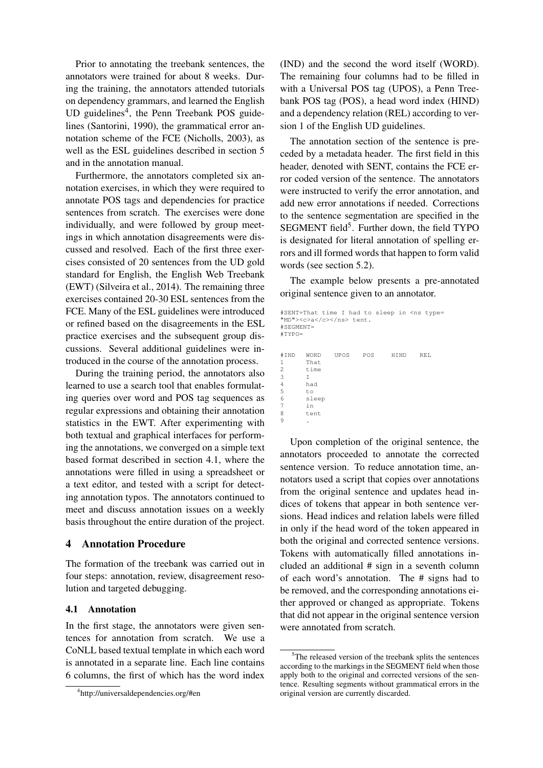Prior to annotating the treebank sentences, the annotators were trained for about 8 weeks. During the training, the annotators attended tutorials on dependency grammars, and learned the English UD guidelines[4], the Penn Treebank POS guidelines (Santorini, 1990), the grammatical error annotation scheme of the FCE (Nicholls, 2003), as well as the ESL guidelines described in section 5 and in the annotation manual.

Furthermore, the annotators completed six annotation exercises, in which they were required to annotate POS tags and dependencies for practice sentences from scratch. The exercises were done individually, and were followed by group meetings in which annotation disagreements were discussed and resolved. Each of the first three exercises consisted of 20 sentences from the UD gold standard for English, the English Web Treebank (EWT) (Silveira et al., 2014). The remaining three exercises contained 20-30 ESL sentences from the FCE. Many of the ESL guidelines were introduced or refined based on the disagreements in the ESL practice exercises and the subsequent group discussions. Several additional guidelines were introduced in the course of the annotation process.

During the training period, the annotators also learned to use a search tool that enables formulating queries over word and POS tag sequences as regular expressions and obtaining their annotation statistics in the EWT. After experimenting with both textual and graphical interfaces for performing the annotations, we converged on a simple text based format described in section 4.1, where the annotations were filled in using a spreadsheet or a text editor, and tested with a script for detecting annotation typos. The annotators continued to meet and discuss annotation issues on a weekly basis throughout the entire duration of the project.

## 4 Annotation Procedure

The formation of the treebank was carried out in four steps: annotation, review, disagreement resolution and targeted debugging.

### 4.1 Annotation

In the first stage, the annotators were given sentences for annotation from scratch. We use a CoNLL based textual template in which each word is annotated in a separate line. Each line contains 6 columns, the first of which has the word index (IND) and the second the word itself (WORD). The remaining four columns had to be filled in with a Universal POS tag (UPOS), a Penn Treebank POS tag (POS), a head word index (HIND) and a dependency relation (REL) according to version 1 of the English UD guidelines.

The annotation section of the sentence is preceded by a metadata header. The first field in this header, denoted with SENT, contains the FCE error coded version of the sentence. The annotators were instructed to verify the error annotation, and add new error annotations if needed. Corrections to the sentence segmentation are specified in the SEGMENT field[5]. Further down, the field TYPO is designated for literal annotation of spelling errors and ill formed words that happen to form valid words (see section 5.2).

The example below presents a pre-annotated original sentence given to an annotator.

```
#SENT=That time I had to sleep in <ns type=
"MD"><c>a</c></ns> tent.
#SEGMENT=
#TYPO=

#IND   WORD    UPOS   POS    HIND   REL
1      That
2      time
3      I
4      had
5      to
6      sleep
7      in
8      tent
9      .
```

Upon completion of the original sentence, the annotators proceeded to annotate the corrected sentence version. To reduce annotation time, annotators used a script that copies over annotations from the original sentence and updates head indices of tokens that appear in both sentence versions. Head indices and relation labels were filled in only if the head word of the token appeared in both the original and corrected sentence versions. Tokens with automatically filled annotations included an additional # sign in a seventh column of each word's annotation. The # signs had to be removed, and the corresponding annotations either approved or changed as appropriate. Tokens that did not appear in the original sentence version were annotated from scratch.

[4] http://universaldependencies.org/#en

[5] The released version of the treebank splits the sentences according to the markings in the SEGMENT field when those apply both to the original and corrected versions of the sentence. Resulting segments without grammatical errors in the original version are currently discarded.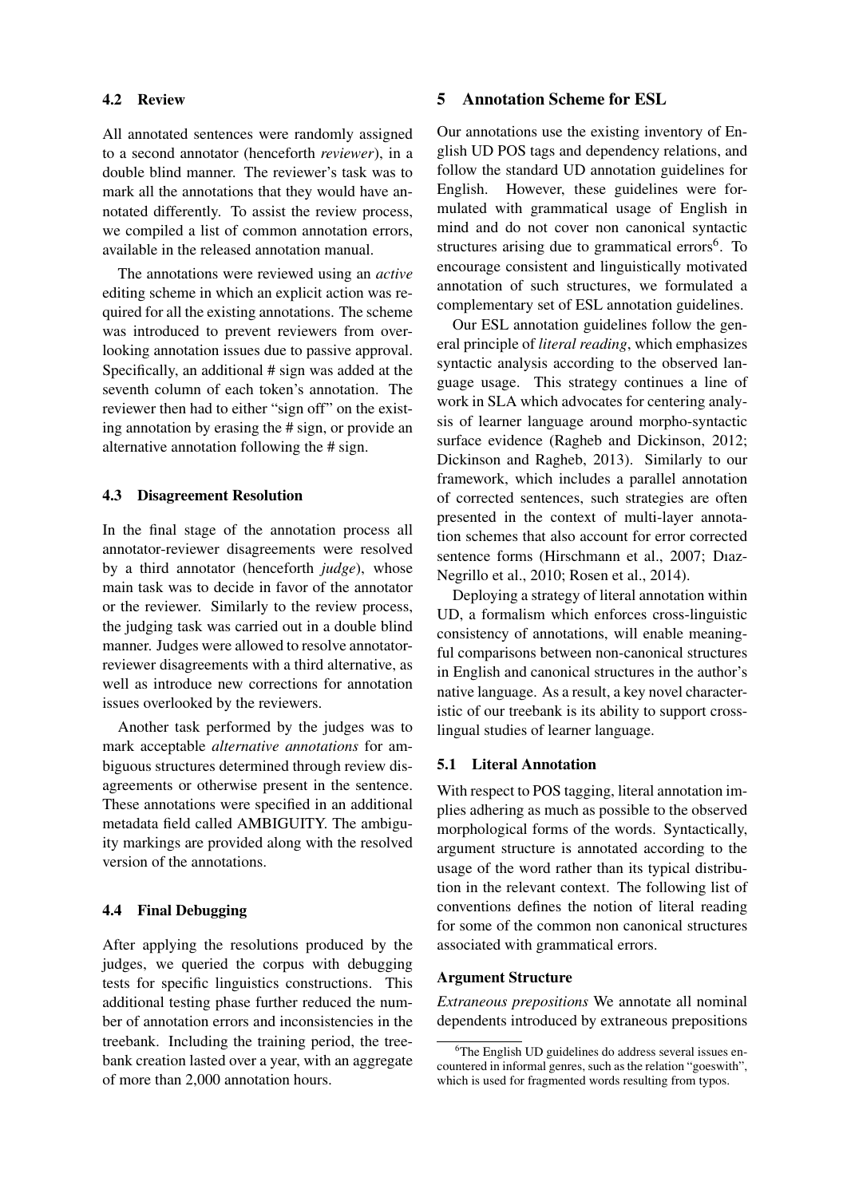### 4.2 Review

All annotated sentences were randomly assigned to a second annotator (henceforth *reviewer*), in a double blind manner. The reviewer's task was to mark all the annotations that they would have annotated differently. To assist the review process, we compiled a list of common annotation errors, available in the released annotation manual.

The annotations were reviewed using an *active* editing scheme in which an explicit action was required for all the existing annotations. The scheme was introduced to prevent reviewers from overlooking annotation issues due to passive approval. Specifically, an additional # sign was added at the seventh column of each token's annotation. The reviewer then had to either "sign off" on the existing annotation by erasing the # sign, or provide an alternative annotation following the # sign.

### 4.3 Disagreement Resolution

In the final stage of the annotation process all annotator-reviewer disagreements were resolved by a third annotator (henceforth *judge*), whose main task was to decide in favor of the annotator or the reviewer. Similarly to the review process, the judging task was carried out in a double blind manner. Judges were allowed to resolve annotator-reviewer disagreements with a third alternative, as well as introduce new corrections for annotation issues overlooked by the reviewers.

Another task performed by the judges was to mark acceptable *alternative annotations* for ambiguous structures determined through review disagreements or otherwise present in the sentence. These annotations were specified in an additional metadata field called AMBIGUITY. The ambiguity markings are provided along with the resolved version of the annotations.

### 4.4 Final Debugging

After applying the resolutions produced by the judges, we queried the corpus with debugging tests for specific linguistics constructions. This additional testing phase further reduced the number of annotation errors and inconsistencies in the treebank. Including the training period, the treebank creation lasted over a year, with an aggregate of more than 2,000 annotation hours.

## 5 Annotation Scheme for ESL

Our annotations use the existing inventory of English UD POS tags and dependency relations, and follow the standard UD annotation guidelines for English. However, these guidelines were formulated with grammatical usage of English in mind and do not cover non canonical syntactic structures arising due to grammatical errors[6]. To encourage consistent and linguistically motivated annotation of such structures, we formulated a complementary set of ESL annotation guidelines.

Our ESL annotation guidelines follow the general principle of *literal reading*, which emphasizes syntactic analysis according to the observed language usage. This strategy continues a line of work in SLA which advocates for centering analysis of learner language around morpho-syntactic surface evidence (Ragheb and Dickinson, 2012; Dickinson and Ragheb, 2013). Similarly to our framework, which includes a parallel annotation of corrected sentences, such strategies are often presented in the context of multi-layer annotation schemes that also account for error corrected sentence forms (Hirschmann et al., 2007; Dıaz-Negrillo et al., 2010; Rosen et al., 2014).

Deploying a strategy of literal annotation within UD, a formalism which enforces cross-linguistic consistency of annotations, will enable meaningful comparisons between non-canonical structures in English and canonical structures in the author's native language. As a result, a key novel characteristic of our treebank is its ability to support cross-lingual studies of learner language.

### 5.1 Literal Annotation

With respect to POS tagging, literal annotation implies adhering as much as possible to the observed morphological forms of the words. Syntactically, argument structure is annotated according to the usage of the word rather than its typical distribution in the relevant context. The following list of conventions defines the notion of literal reading for some of the common non canonical structures associated with grammatical errors.

**Argument Structure**

*Extraneous prepositions* We annotate all nominal dependents introduced by extraneous prepositions

[6]The English UD guidelines do address several issues encountered in informal genres, such as the relation "goeswith", which is used for fragmented words resulting from typos.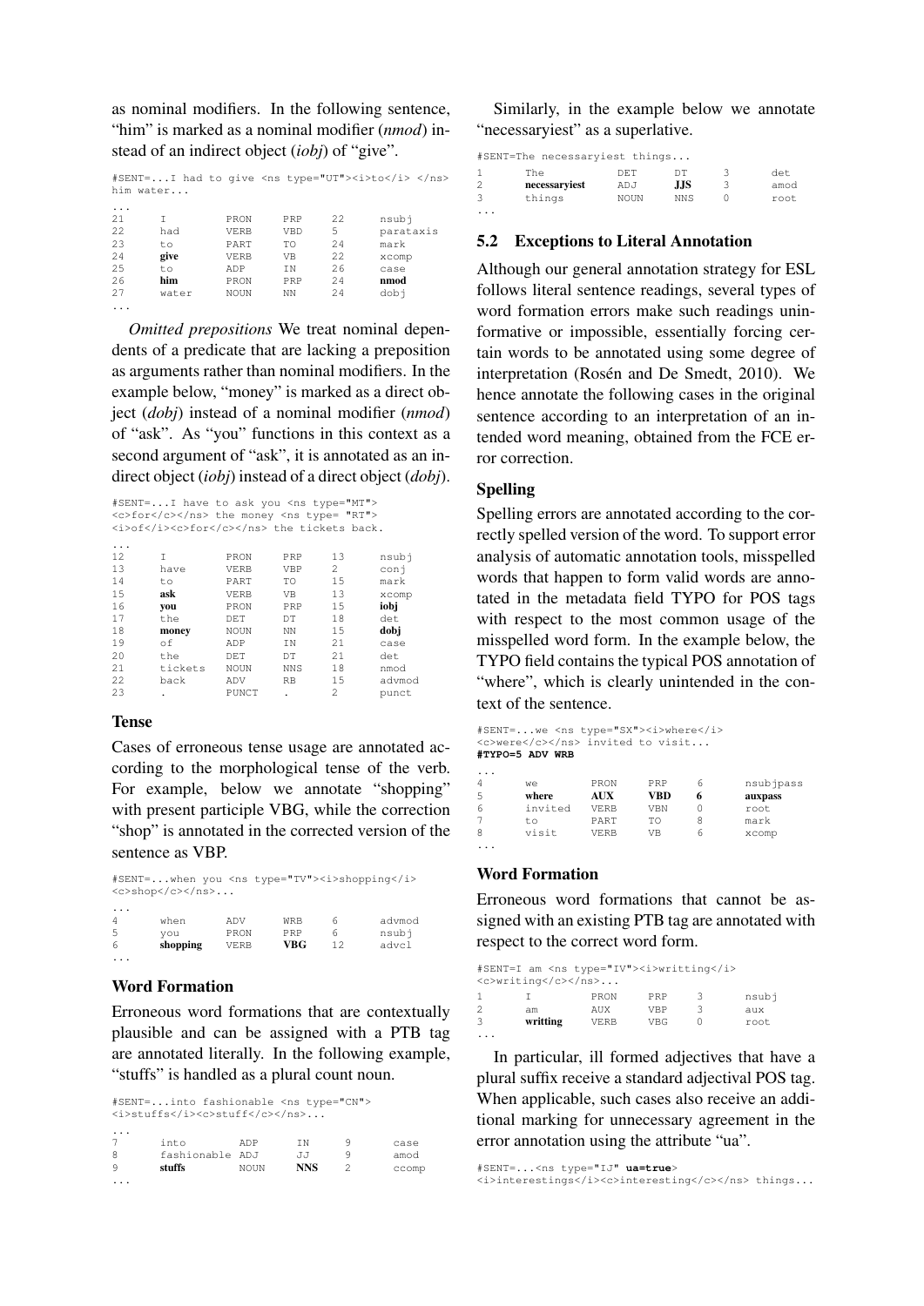as nominal modifiers. In the following sentence, "him" is marked as a nominal modifier (*nmod*) instead of an indirect object (*iobj*) of "give".

```
#SENT=...I had to give <ns type="UT"><i>to</i> </ns>
him water...
...
21    I        PRON   PRP   22   nsubj
22    had      VERB   VBD   5    parataxis
23    to       PART   TO    24   mark
24    give     VERB   VB    22   xcomp
25    to       ADP    IN    26   case
26    him      PRON   PRP   24   nmod
27    water    NOUN   NN    24   dobj
...
```

*Omitted prepositions* We treat nominal dependents of a predicate that are lacking a preposition as arguments rather than nominal modifiers. In the example below, "money" is marked as a direct object (*dobj*) instead of a nominal modifier (*nmod*) of "ask". As "you" functions in this context as a second argument of "ask", it is annotated as an indirect object (*iobj*) instead of a direct object (*dobj*).

```
#SENT=...I have to ask you <ns type="MT">
<c>for</c></ns> the money <ns type= "RT">
<i>of</i><c>for</c></ns> the tickets back.
...
12    I         PRON    PRP   13   nsubj
13    have      VERB    VBP   2    conj
14    to        PART    TO    15   mark
15    ask       VERB    VB    13   xcomp
16    you       PRON    PRP   15   iobj
17    the       DET     DT    18   det
18    money     NOUN    NN    15   dobj
19    of        ADP     IN    21   case
20    the       DET     DT    21   det
21    tickets   NOUN    NNS   18   nmod
22    back      ADV     RB    15   advmod
23    .         PUNCT   .     2    punct
```

### Tense

Cases of erroneous tense usage are annotated according to the morphological tense of the verb. For example, below we annotate "shopping" with present participle VBG, while the correction "shop" is annotated in the corrected version of the sentence as VBP.

```
#SENT=...when you <ns type="TV"><i>shopping</i>
<c>shop</c></ns>...
...
4     when       ADV    WRB   6    advmod
5     you        PRON   PRP   6    nsubj
6     shopping   VERB   VBG   12   advcl
...
```

### Word Formation

Erroneous word formations that are contextually plausible and can be assigned with a PTB tag are annotated literally. In the following example, "stuffs" is handled as a plural count noun.

```
#SENT=...into fashionable <ns type="CN">
<i>stuffs</i><c>stuff</c></ns>...
...
7     into          ADP    IN    9    case
8     fashionable   ADJ    JJ    9    amod
9     stuffs        NOUN   NNS   2    ccomp
...
```

Similarly, in the example below we annotate "necessaryiest" as a superlative.

```
#SENT=The necessaryiest things...
1     The             DET    DT    3    det
2     necessaryiest   ADJ    JJS   3    amod
3     things          NOUN   NNS   0    root
...
```

## 5.2 Exceptions to Literal Annotation

Although our general annotation strategy for ESL follows literal sentence readings, several types of word formation errors make such readings uninformative or impossible, essentially forcing certain words to be annotated using some degree of interpretation (Rosén and De Smedt, 2010). We hence annotate the following cases in the original sentence according to an interpretation of an intended word meaning, obtained from the FCE error correction.

### Spelling

Spelling errors are annotated according to the correctly spelled version of the word. To support error analysis of automatic annotation tools, misspelled words that happen to form valid words are annotated in the metadata field TYPO for POS tags with respect to the most common usage of the misspelled word form. In the example below, the TYPO field contains the typical POS annotation of "where", which is clearly unintended in the context of the sentence.

```
#SENT=...we <ns type="SX"><i>where</i>
<c>were</c></ns> invited to visit...
#TYPO=5 ADV WRB
...
4     we        PRON   PRP   6    nsubjpass
5     where     AUX    VBD   6    auxpass
6     invited   VERB   VBN   0    root
7     to        PART   TO    8    mark
8     visit     VERB   VB    6    xcomp
...
```

### Word Formation

Erroneous word formations that cannot be assigned with an existing PTB tag are annotated with respect to the correct word form.

```
#SENT=I am <ns type="IV"><i>writting</i>
<c>writing</c></ns>...
1     I          PRON   PRP   3    nsubj
2     am         AUX    VBP   3    aux
3     writting   VERB   VBG   0    root
...
```

In particular, ill formed adjectives that have a plural suffix receive a standard adjectival POS tag. When applicable, such cases also receive an additional marking for unnecessary agreement in the error annotation using the attribute "ua".

```
#SENT=...<ns type="IJ" ua=true>
<i>interestings</i><c>interesting</c></ns> things...
```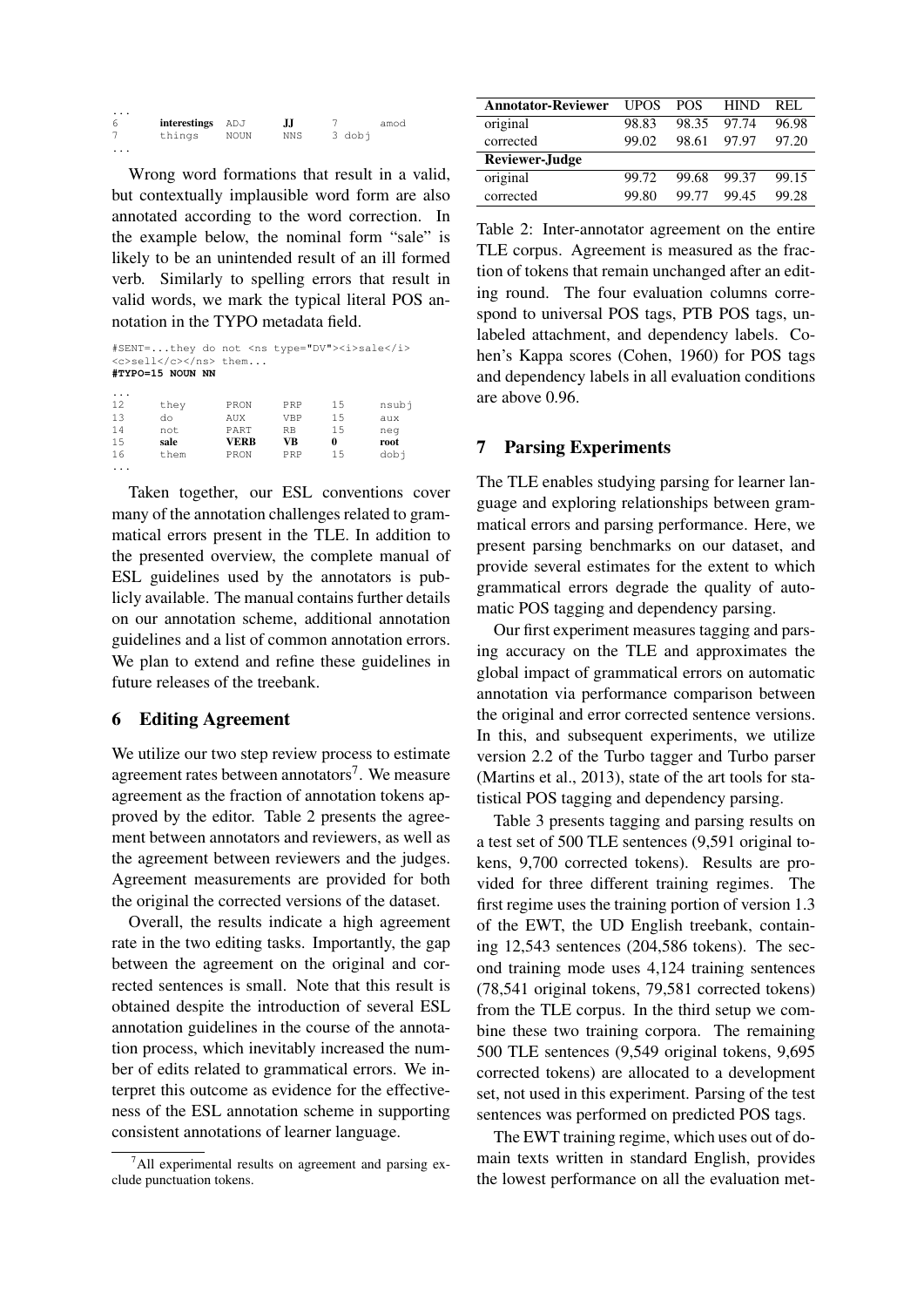```
...
6       interestings  ADJ   JJ    7    amod
7       things        NOUN  NNS   3    dobj
...
```

Wrong word formations that result in a valid, but contextually implausible word form are also annotated according to the word correction. In the example below, the nominal form "sale" is likely to be an unintended result of an ill formed verb. Similarly to spelling errors that result in valid words, we mark the typical literal POS annotation in the TYPO metadata field.

```
#SENT=...they do not <ns type="DV"><i>sale</i>
<c>sell</c></ns> them...
#TYPO=15 NOUN NN

...
12      they    PRON   PRP   15   nsubj
13      do      AUX    VBP   15   aux
14      not     PART   RB    15   neg
15      sale    VERB   VB    0    root
16      them    PRON   PRP   15   dobj
...
```

Taken together, our ESL conventions cover many of the annotation challenges related to grammatical errors present in the TLE. In addition to the presented overview, the complete manual of ESL guidelines used by the annotators is publicly available. The manual contains further details on our annotation scheme, additional annotation guidelines and a list of common annotation errors. We plan to extend and refine these guidelines in future releases of the treebank.

## 6 Editing Agreement

We utilize our two step review process to estimate agreement rates between annotators[7]. We measure agreement as the fraction of annotation tokens approved by the editor. Table 2 presents the agreement between annotators and reviewers, as well as the agreement between reviewers and the judges. Agreement measurements are provided for both the original the corrected versions of the dataset.

Overall, the results indicate a high agreement rate in the two editing tasks. Importantly, the gap between the agreement on the original and corrected sentences is small. Note that this result is obtained despite the introduction of several ESL annotation guidelines in the course of the annotation process, which inevitably increased the number of edits related to grammatical errors. We interpret this outcome as evidence for the effectiveness of the ESL annotation scheme in supporting consistent annotations of learner language.

[7] All experimental results on agreement and parsing exclude punctuation tokens.

| **Annotator-Reviewer** | UPOS | POS | HIND | REL |
|---|---|---|---|---|
| original | 98.83 | 98.35 | 97.74 | 96.98 |
| corrected | 99.02 | 98.61 | 97.97 | 97.20 |
| **Reviewer-Judge** | | | | |
| original | 99.72 | 99.68 | 99.37 | 99.15 |
| corrected | 99.80 | 99.77 | 99.45 | 99.28 |

Table 2: Inter-annotator agreement on the entire TLE corpus. Agreement is measured as the fraction of tokens that remain unchanged after an editing round. The four evaluation columns correspond to universal POS tags, PTB POS tags, unlabeled attachment, and dependency labels. Cohen's Kappa scores (Cohen, 1960) for POS tags and dependency labels in all evaluation conditions are above 0.96.

## 7 Parsing Experiments

The TLE enables studying parsing for learner language and exploring relationships between grammatical errors and parsing performance. Here, we present parsing benchmarks on our dataset, and provide several estimates for the extent to which grammatical errors degrade the quality of automatic POS tagging and dependency parsing.

Our first experiment measures tagging and parsing accuracy on the TLE and approximates the global impact of grammatical errors on automatic annotation via performance comparison between the original and error corrected sentence versions. In this, and subsequent experiments, we utilize version 2.2 of the Turbo tagger and Turbo parser (Martins et al., 2013), state of the art tools for statistical POS tagging and dependency parsing.

Table 3 presents tagging and parsing results on a test set of 500 TLE sentences (9,591 original tokens, 9,700 corrected tokens). Results are provided for three different training regimes. The first regime uses the training portion of version 1.3 of the EWT, the UD English treebank, containing 12,543 sentences (204,586 tokens). The second training mode uses 4,124 training sentences (78,541 original tokens, 79,581 corrected tokens) from the TLE corpus. In the third setup we combine these two training corpora. The remaining 500 TLE sentences (9,549 original tokens, 9,695 corrected tokens) are allocated to a development set, not used in this experiment. Parsing of the test sentences was performed on predicted POS tags.

The EWT training regime, which uses out of domain texts written in standard English, provides the lowest performance on all the evaluation met-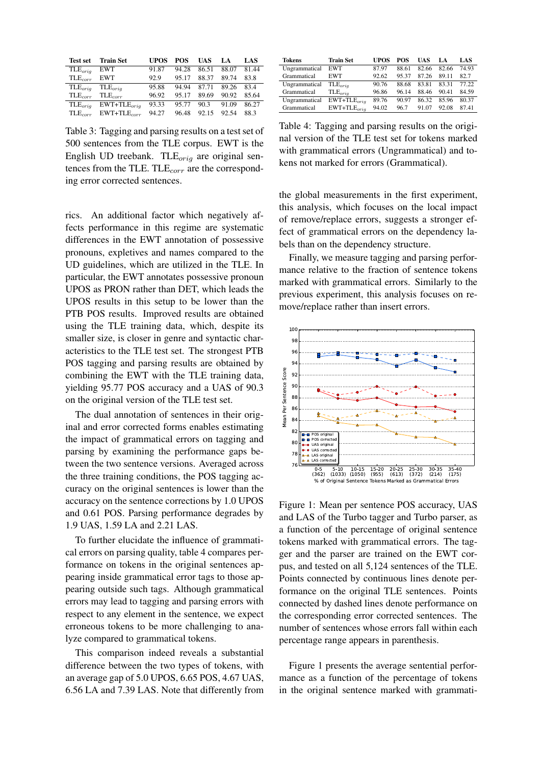| Test set | Train Set | UPOS | POS | UAS | LA | LAS |
|---|---|---|---|---|---|---|
| TLE$_{orig}$ | EWT | 91.87 | 94.28 | 86.51 | 88.07 | 81.44 |
| TLE$_{corr}$ | EWT | 92.9 | 95.17 | 88.37 | 89.74 | 83.8 |
| TLE$_{orig}$ | TLE$_{orig}$ | 95.88 | 94.94 | 87.71 | 89.26 | 83.4 |
| TLE$_{corr}$ | TLE$_{corr}$ | 96.92 | 95.17 | 89.69 | 90.92 | 85.64 |
| TLE$_{orig}$ | EWT+TLE$_{orig}$ | 93.33 | 95.77 | 90.3 | 91.09 | 86.27 |
| TLE$_{corr}$ | EWT+TLE$_{corr}$ | 94.27 | 96.48 | 92.15 | 92.54 | 88.3 |

Table 3: Tagging and parsing results on a test set of 500 sentences from the TLE corpus. EWT is the English UD treebank. TLE$_{orig}$ are original sentences from the TLE. TLE$_{corr}$ are the corresponding error corrected sentences.

rics. An additional factor which negatively affects performance in this regime are systematic differences in the EWT annotation of possessive pronouns, expletives and names compared to the UD guidelines, which are utilized in the TLE. In particular, the EWT annotates possessive pronoun UPOS as PRON rather than DET, which leads the UPOS results in this setup to be lower than the PTB POS results. Improved results are obtained using the TLE training data, which, despite its smaller size, is closer in genre and syntactic characteristics to the TLE test set. The strongest PTB POS tagging and parsing results are obtained by combining the EWT with the TLE training data, yielding 95.77 POS accuracy and a UAS of 90.3 on the original version of the TLE test set.

The dual annotation of sentences in their original and error corrected forms enables estimating the impact of grammatical errors on tagging and parsing by examining the performance gaps between the two sentence versions. Averaged across the three training conditions, the POS tagging accuracy on the original sentences is lower than the accuracy on the sentence corrections by 1.0 UPOS and 0.61 POS. Parsing performance degrades by 1.9 UAS, 1.59 LA and 2.21 LAS.

To further elucidate the influence of grammatical errors on parsing quality, table 4 compares performance on tokens in the original sentences appearing inside grammatical error tags to those appearing outside such tags. Although grammatical errors may lead to tagging and parsing errors with respect to any element in the sentence, we expect erroneous tokens to be more challenging to analyze compared to grammatical tokens.

This comparison indeed reveals a substantial difference between the two types of tokens, with an average gap of 5.0 UPOS, 6.65 POS, 4.67 UAS, 6.56 LA and 7.39 LAS. Note that differently from

| Tokens | Train Set | UPOS | POS | UAS | LA | LAS |
|---|---|---|---|---|---|---|
| Ungrammatical | EWT | 87.97 | 88.61 | 82.66 | 82.66 | 74.93 |
| Grammatical | EWT | 92.62 | 95.37 | 87.26 | 89.11 | 82.7 |
| Ungrammatical | TLE$_{orig}$ | 90.76 | 88.68 | 83.81 | 83.31 | 77.22 |
| Grammatical | TLE$_{orig}$ | 96.86 | 96.14 | 88.46 | 90.41 | 84.59 |
| Ungrammatical | EWT+TLE$_{orig}$ | 89.76 | 90.97 | 86.32 | 85.96 | 80.37 |
| Grammatical | EWT+TLE$_{orig}$ | 94.02 | 96.7 | 91.07 | 92.08 | 87.41 |

Table 4: Tagging and parsing results on the original version of the TLE test set for tokens marked with grammatical errors (Ungrammatical) and tokens not marked for errors (Grammatical).

the global measurements in the first experiment, this analysis, which focuses on the local impact of remove/replace errors, suggests a stronger effect of grammatical errors on the dependency labels than on the dependency structure.

Finally, we measure tagging and parsing performance relative to the fraction of sentence tokens marked with grammatical errors. Similarly to the previous experiment, this analysis focuses on remove/replace rather than insert errors.

Figure 1: Mean per sentence POS accuracy, UAS and LAS of the Turbo tagger and Turbo parser, as a function of the percentage of original sentence tokens marked with grammatical errors. The tagger and the parser are trained on the EWT corpus, and tested on all 5,124 sentences of the TLE. Points connected by continuous lines denote performance on the original TLE sentences. Points connected by dashed lines denote performance on the corresponding error corrected sentences. The number of sentences whose errors fall within each percentage range appears in parenthesis.

Figure 1 presents the average sentential performance as a function of the percentage of tokens in the original sentence marked with grammati-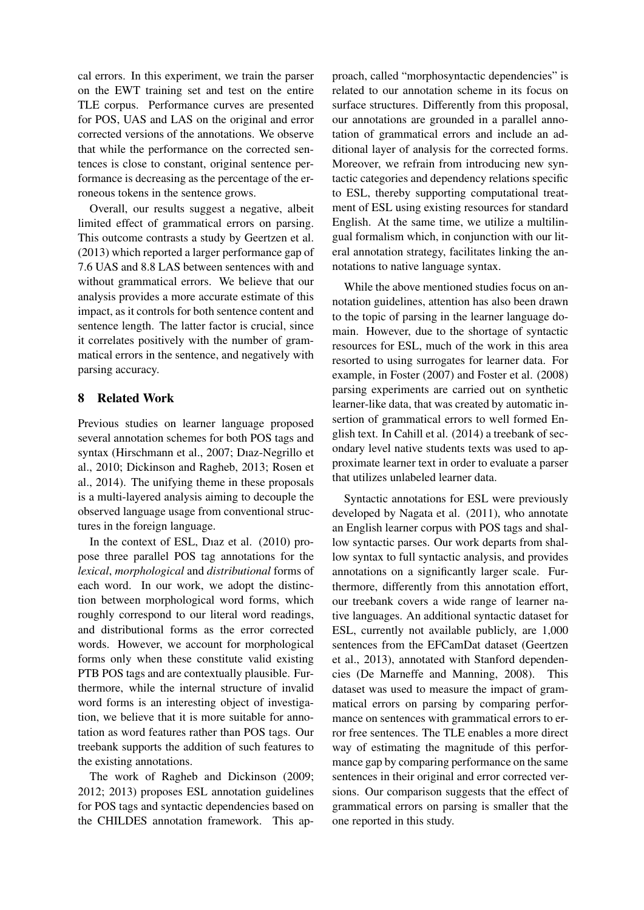cal errors. In this experiment, we train the parser on the EWT training set and test on the entire TLE corpus. Performance curves are presented for POS, UAS and LAS on the original and error corrected versions of the annotations. We observe that while the performance on the corrected sentences is close to constant, original sentence performance is decreasing as the percentage of the erroneous tokens in the sentence grows.

Overall, our results suggest a negative, albeit limited effect of grammatical errors on parsing. This outcome contrasts a study by Geertzen et al. (2013) which reported a larger performance gap of 7.6 UAS and 8.8 LAS between sentences with and without grammatical errors. We believe that our analysis provides a more accurate estimate of this impact, as it controls for both sentence content and sentence length. The latter factor is crucial, since it correlates positively with the number of grammatical errors in the sentence, and negatively with parsing accuracy.

## 8 Related Work

Previous studies on learner language proposed several annotation schemes for both POS tags and syntax (Hirschmann et al., 2007; Dıaz-Negrillo et al., 2010; Dickinson and Ragheb, 2013; Rosen et al., 2014). The unifying theme in these proposals is a multi-layered analysis aiming to decouple the observed language usage from conventional structures in the foreign language.

In the context of ESL, Dıaz et al. (2010) propose three parallel POS tag annotations for the *lexical*, *morphological* and *distributional* forms of each word. In our work, we adopt the distinction between morphological word forms, which roughly correspond to our literal word readings, and distributional forms as the error corrected words. However, we account for morphological forms only when these constitute valid existing PTB POS tags and are contextually plausible. Furthermore, while the internal structure of invalid word forms is an interesting object of investigation, we believe that it is more suitable for annotation as word features rather than POS tags. Our treebank supports the addition of such features to the existing annotations.

The work of Ragheb and Dickinson (2009; 2012; 2013) proposes ESL annotation guidelines for POS tags and syntactic dependencies based on the CHILDES annotation framework. This approach, called "morphosyntactic dependencies" is related to our annotation scheme in its focus on surface structures. Differently from this proposal, our annotations are grounded in a parallel annotation of grammatical errors and include an additional layer of analysis for the corrected forms. Moreover, we refrain from introducing new syntactic categories and dependency relations specific to ESL, thereby supporting computational treatment of ESL using existing resources for standard English. At the same time, we utilize a multilingual formalism which, in conjunction with our literal annotation strategy, facilitates linking the annotations to native language syntax.

While the above mentioned studies focus on annotation guidelines, attention has also been drawn to the topic of parsing in the learner language domain. However, due to the shortage of syntactic resources for ESL, much of the work in this area resorted to using surrogates for learner data. For example, in Foster (2007) and Foster et al. (2008) parsing experiments are carried out on synthetic learner-like data, that was created by automatic insertion of grammatical errors to well formed English text. In Cahill et al. (2014) a treebank of secondary level native students texts was used to approximate learner text in order to evaluate a parser that utilizes unlabeled learner data.

Syntactic annotations for ESL were previously developed by Nagata et al. (2011), who annotate an English learner corpus with POS tags and shallow syntactic parses. Our work departs from shallow syntax to full syntactic analysis, and provides annotations on a significantly larger scale. Furthermore, differently from this annotation effort, our treebank covers a wide range of learner native languages. An additional syntactic dataset for ESL, currently not available publicly, are 1,000 sentences from the EFCamDat dataset (Geertzen et al., 2013), annotated with Stanford dependencies (De Marneffe and Manning, 2008). This dataset was used to measure the impact of grammatical errors on parsing by comparing performance on sentences with grammatical errors to error free sentences. The TLE enables a more direct way of estimating the magnitude of this performance gap by comparing performance on the same sentences in their original and error corrected versions. Our comparison suggests that the effect of grammatical errors on parsing is smaller that the one reported in this study.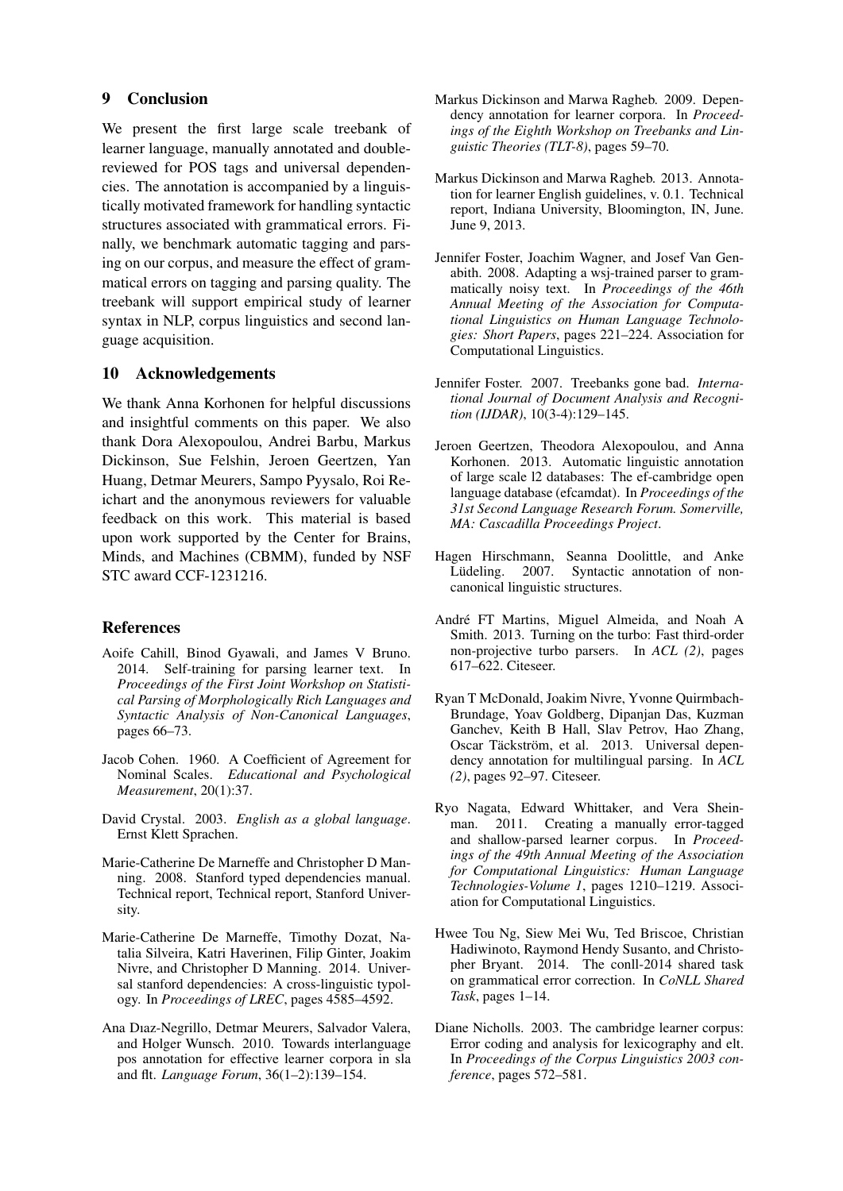## 9 Conclusion

We present the first large scale treebank of learner language, manually annotated and double-reviewed for POS tags and universal dependencies. The annotation is accompanied by a linguistically motivated framework for handling syntactic structures associated with grammatical errors. Finally, we benchmark automatic tagging and parsing on our corpus, and measure the effect of grammatical errors on tagging and parsing quality. The treebank will support empirical study of learner syntax in NLP, corpus linguistics and second language acquisition.

## 10 Acknowledgements

We thank Anna Korhonen for helpful discussions and insightful comments on this paper. We also thank Dora Alexopoulou, Andrei Barbu, Markus Dickinson, Sue Felshin, Jeroen Geertzen, Yan Huang, Detmar Meurers, Sampo Pyysalo, Roi Reichart and the anonymous reviewers for valuable feedback on this work. This material is based upon work supported by the Center for Brains, Minds, and Machines (CBMM), funded by NSF STC award CCF-1231216.

## References

Aoife Cahill, Binod Gyawali, and James V Bruno. 2014. Self-training for parsing learner text. In *Proceedings of the First Joint Workshop on Statistical Parsing of Morphologically Rich Languages and Syntactic Analysis of Non-Canonical Languages*, pages 66–73.

Jacob Cohen. 1960. A Coefficient of Agreement for Nominal Scales. *Educational and Psychological Measurement*, 20(1):37.

David Crystal. 2003. *English as a global language*. Ernst Klett Sprachen.

Marie-Catherine De Marneffe and Christopher D Manning. 2008. Stanford typed dependencies manual. Technical report, Technical report, Stanford University.

Marie-Catherine De Marneffe, Timothy Dozat, Natalia Silveira, Katri Haverinen, Filip Ginter, Joakim Nivre, and Christopher D Manning. 2014. Universal stanford dependencies: A cross-linguistic typology. In *Proceedings of LREC*, pages 4585–4592.

Ana Dıaz-Negrillo, Detmar Meurers, Salvador Valera, and Holger Wunsch. 2010. Towards interlanguage pos annotation for effective learner corpora in sla and flt. *Language Forum*, 36(1–2):139–154.

Markus Dickinson and Marwa Ragheb. 2009. Dependency annotation for learner corpora. In *Proceedings of the Eighth Workshop on Treebanks and Linguistic Theories (TLT-8)*, pages 59–70.

Markus Dickinson and Marwa Ragheb. 2013. Annotation for learner English guidelines, v. 0.1. Technical report, Indiana University, Bloomington, IN, June. June 9, 2013.

Jennifer Foster, Joachim Wagner, and Josef Van Genabith. 2008. Adapting a wsj-trained parser to grammatically noisy text. In *Proceedings of the 46th Annual Meeting of the Association for Computational Linguistics on Human Language Technologies: Short Papers*, pages 221–224. Association for Computational Linguistics.

Jennifer Foster. 2007. Treebanks gone bad. *International Journal of Document Analysis and Recognition (IJDAR)*, 10(3-4):129–145.

Jeroen Geertzen, Theodora Alexopoulou, and Anna Korhonen. 2013. Automatic linguistic annotation of large scale l2 databases: The ef-cambridge open language database (efcamdat). In *Proceedings of the 31st Second Language Research Forum. Somerville, MA: Cascadilla Proceedings Project*.

Hagen Hirschmann, Seanna Doolittle, and Anke Lüdeling. 2007. Syntactic annotation of non-canonical linguistic structures.

André FT Martins, Miguel Almeida, and Noah A Smith. 2013. Turning on the turbo: Fast third-order non-projective turbo parsers. In *ACL (2)*, pages 617–622. Citeseer.

Ryan T McDonald, Joakim Nivre, Yvonne Quirmbach-Brundage, Yoav Goldberg, Dipanjan Das, Kuzman Ganchev, Keith B Hall, Slav Petrov, Hao Zhang, Oscar Täckström, et al. 2013. Universal dependency annotation for multilingual parsing. In *ACL (2)*, pages 92–97. Citeseer.

Ryo Nagata, Edward Whittaker, and Vera Sheinman. 2011. Creating a manually error-tagged and shallow-parsed learner corpus. In *Proceedings of the 49th Annual Meeting of the Association for Computational Linguistics: Human Language Technologies-Volume 1*, pages 1210–1219. Association for Computational Linguistics.

Hwee Tou Ng, Siew Mei Wu, Ted Briscoe, Christian Hadiwinoto, Raymond Hendy Susanto, and Christopher Bryant. 2014. The conll-2014 shared task on grammatical error correction. In *CoNLL Shared Task*, pages 1–14.

Diane Nicholls. 2003. The cambridge learner corpus: Error coding and analysis for lexicography and elt. In *Proceedings of the Corpus Linguistics 2003 conference*, pages 572–581.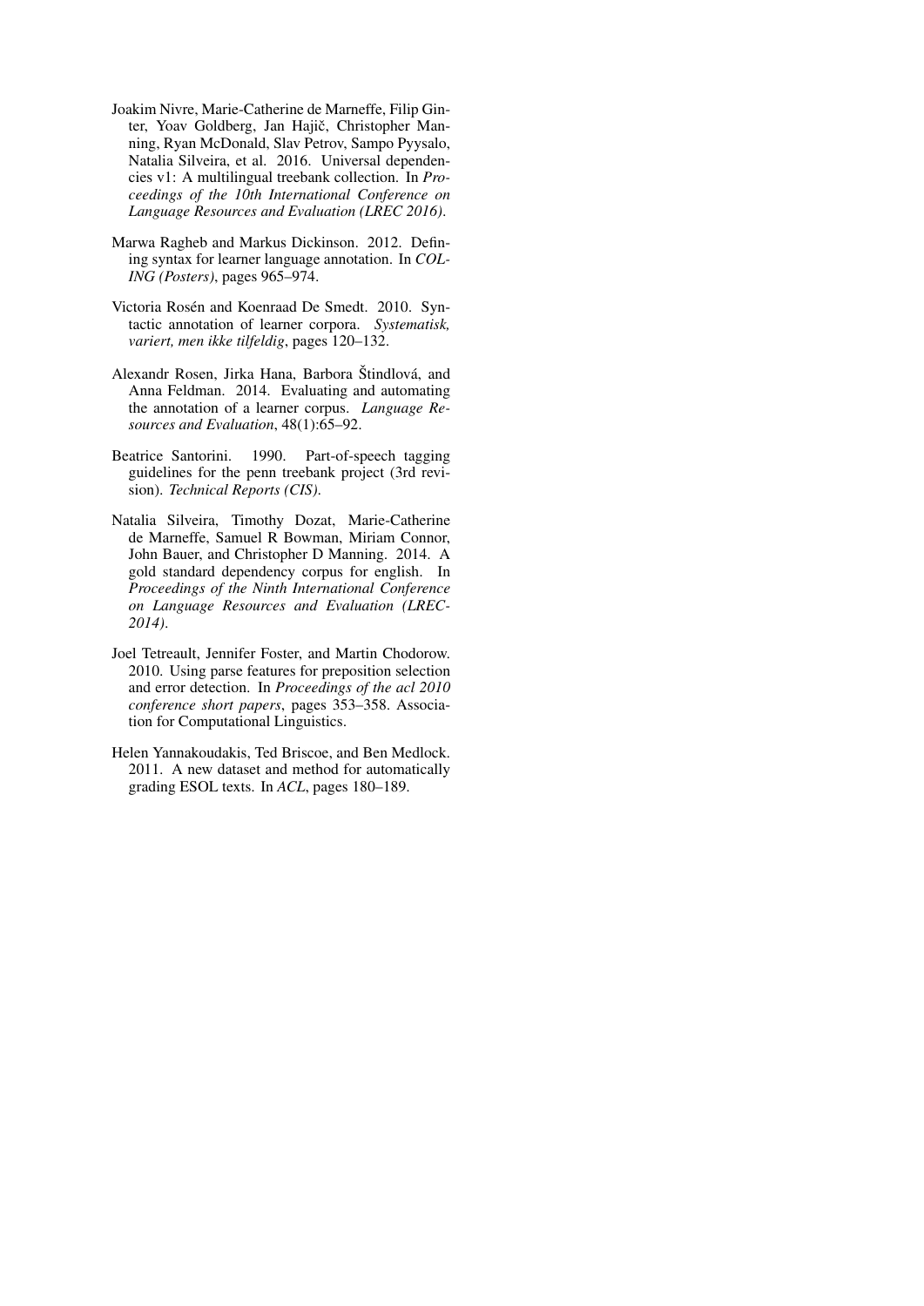Joakim Nivre, Marie-Catherine de Marneffe, Filip Ginter, Yoav Goldberg, Jan Hajič, Christopher Manning, Ryan McDonald, Slav Petrov, Sampo Pyysalo, Natalia Silveira, et al. 2016. Universal dependencies v1: A multilingual treebank collection. In *Proceedings of the 10th International Conference on Language Resources and Evaluation (LREC 2016)*.

Marwa Ragheb and Markus Dickinson. 2012. Defining syntax for learner language annotation. In *COLING (Posters)*, pages 965–974.

Victoria Rosén and Koenraad De Smedt. 2010. Syntactic annotation of learner corpora. *Systematisk, variert, men ikke tilfeldig*, pages 120–132.

Alexandr Rosen, Jirka Hana, Barbora Štindlová, and Anna Feldman. 2014. Evaluating and automating the annotation of a learner corpus. *Language Resources and Evaluation*, 48(1):65–92.

Beatrice Santorini. 1990. Part-of-speech tagging guidelines for the penn treebank project (3rd revision). *Technical Reports (CIS)*.

Natalia Silveira, Timothy Dozat, Marie-Catherine de Marneffe, Samuel R Bowman, Miriam Connor, John Bauer, and Christopher D Manning. 2014. A gold standard dependency corpus for english. In *Proceedings of the Ninth International Conference on Language Resources and Evaluation (LREC-2014)*.

Joel Tetreault, Jennifer Foster, and Martin Chodorow. 2010. Using parse features for preposition selection and error detection. In *Proceedings of the acl 2010 conference short papers*, pages 353–358. Association for Computational Linguistics.

Helen Yannakoudakis, Ted Briscoe, and Ben Medlock. 2011. A new dataset and method for automatically grading ESOL texts. In *ACL*, pages 180–189.